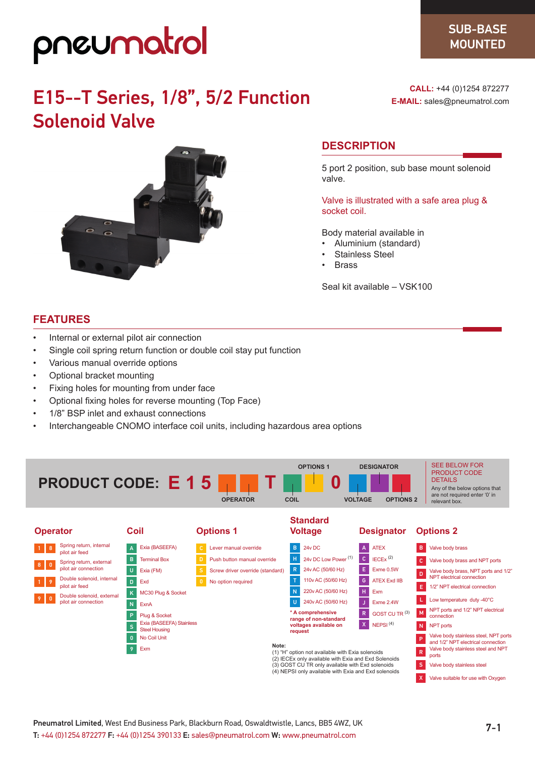pneumatrol

**SUB-BASE MOUNTED**

# E15--T Series, 1/8", 5/2 Function Solenoid Valve

**CALL:** +44 (0)1254 872277
**E-MAIL:** sales@pneumatrol.com

## DESCRIPTION

5 port 2 position, sub base mount solenoid valve.

Valve is illustrated with a safe area plug & socket coil.

Body material available in
- Aluminium (standard)
- Stainless Steel
- Brass

Seal kit available – VSK100

## FEATURES

- Internal or external pilot air connection
- Single coil spring return function or double coil stay put function
- Various manual override options
- Optional bracket mounting
- Fixing holes for mounting from under face
- Optional fixing holes for reverse mounting (Top Face)
- 1/8" BSP inlet and exhaust connections
- Interchangeable CNOMO interface coil units, including hazardous area options

## PRODUCT CODE: E 1 5 [OPERATOR] [OPERATOR] T [COIL] [OPTIONS 1] 0 [VOLTAGE] [DESIGNATOR] [OPTIONS 2]

SEE BELOW FOR PRODUCT CODE DETAILS

Any of the below options that are not required enter '0' in relevant box.

### Operator

| Code | Description |
|---|---|
| 1 8 | Spring return, internal pilot air feed |
| 8 0 | Spring return, external pilot air connection |
| 1 9 | Double solenoid, internal pilot air feed |
| 9 0 | Double solenoid, external pilot air connection |

### Coil

| Code | Description |
|---|---|
| A | Exia (BASEEFA) |
| B | Terminal Box |
| U | Exia (FM) |
| D | Exd |
| K | MC30 Plug & Socket |
| N | ExnA |
| P | Plug & Socket |
| S | Exia (BASEEFA) Stainless Steel Housing |
| 0 | No Coil Unit |
| 9 | Exm |

### Options 1

| Code | Description |
|---|---|
| C | Lever manual override |
| D | Push button manual override |
| S | Screw driver override (standard) |
| 0 | No option required |

### Standard Voltage

| Code | Description |
|---|---|
| B | 24v DC |
| H | 24v DC Low Power (1) |
| R | 24v AC (50/60 Hz) |
| T | 110v AC (50/60 Hz) |
| N | 220v AC (50/60 Hz) |
| U | 240v AC (50/60 Hz) |

**\* A comprehensive range of non-standard voltages available on request**

### Designator

| Code | Description |
|---|---|
| A | ATEX |
| C | IECEx (2) |
| E | Exme 0.5W |
| G | ATEX Exd IIB |
| H | Exm |
| J | Exme 2.4W |
| R | GOST CU TR (3) |
| X | NEPSI (4) |

### Options 2

| Code | Description |
|---|---|
| B | Valve body brass |
| C | Valve body brass and NPT ports |
| D | Valve body brass, NPT ports and 1/2" NPT electrical connection |
| E | 1/2" NPT electrical connection |
| L | Low temperature duty -40°C |
| M | NPT ports and 1/2" NPT electrical connection |
| N | NPT ports |
| P | Valve body stainless steel, NPT ports and 1/2" NPT electrical connection |
| R | Valve body stainless steel and NPT ports |
| S | Valve body stainless steel |
| X | Valve suitable for use with Oxygen |

**Note:**
(1) "H" option not available with Exia solenoids
(2) IECEx only available with Exia and Exd Solenoids
(3) GOST CU TR only available with Exd solenoids
(4) NEPSI only available with Exia and Exd solenoids

**Pneumatrol Limited**, West End Business Park, Blackburn Road, Oswaldtwistle, Lancs, BB5 4WZ, UK
**T:** +44 (0)1254 872277 **F:** +44 (0)1254 390133 **E:** sales@pneumatrol.com **W:** www.pneumatrol.com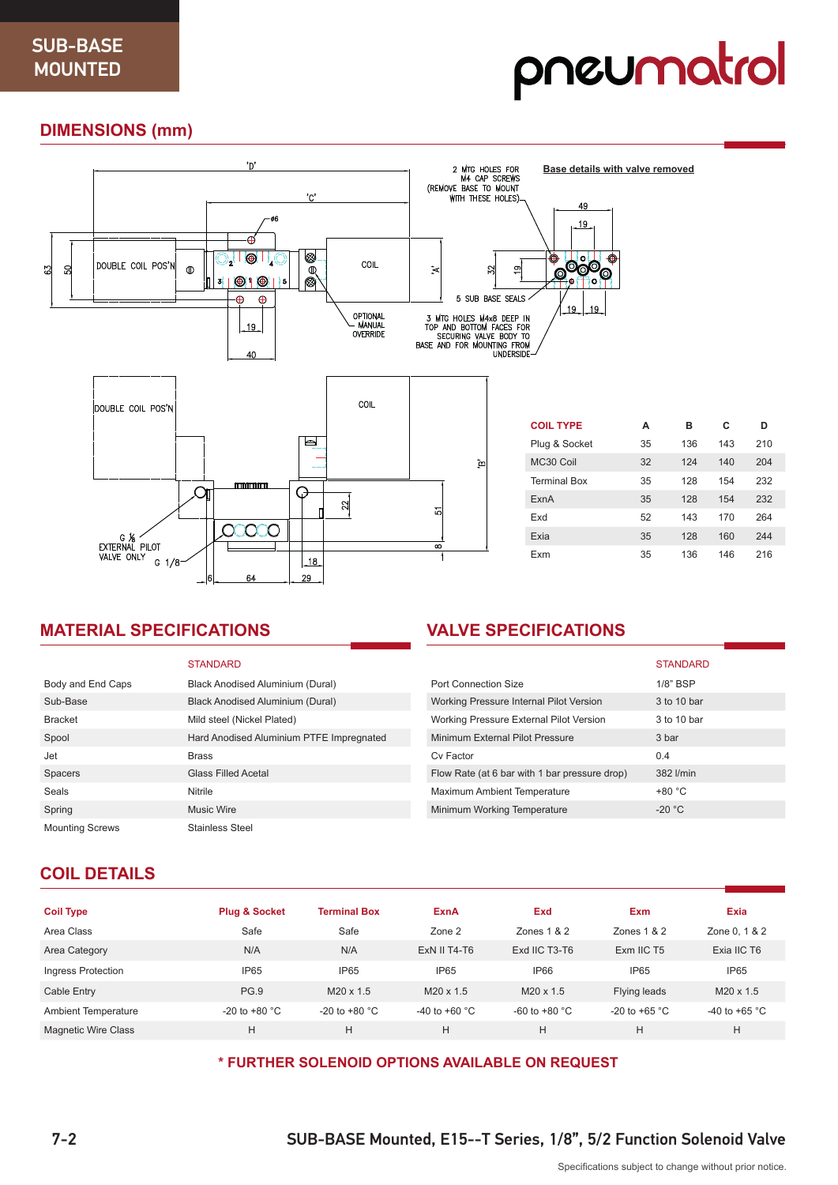SUB-BASE MOUNTED

pneumatrol

## DIMENSIONS (mm)

'D'
'C'
ø6
63
50
DOUBLE COIL POS'N
COIL
'A'
19
40
OPTIONAL MANUAL OVERRIDE
2 MTG HOLES FOR M4 CAP SCREWS (REMOVE BASE TO MOUNT WITH THESE HOLES)
Base details with valve removed
49
19
32
19
5 SUB BASE SEALS
19 19
3 MTG HOLES M4x8 DEEP IN TOP AND BOTTOM FACES FOR SECURING VALVE BODY TO BASE AND FOR MOUNTING FROM UNDERSIDE

DOUBLE COIL POS'N
COIL
'B'
22
51
8
G ⅛ EXTERNAL PILOT VALVE ONLY
G 1/8
6
64
18
29

| COIL TYPE | A | B | C | D |
|---|---|---|---|---|
| Plug & Socket | 35 | 136 | 143 | 210 |
| MC30 Coil | 32 | 124 | 140 | 204 |
| Terminal Box | 35 | 128 | 154 | 232 |
| ExnA | 35 | 128 | 154 | 232 |
| Exd | 52 | 143 | 170 | 264 |
| Exia | 35 | 128 | 160 | 244 |
| Exm | 35 | 136 | 146 | 216 |

## MATERIAL SPECIFICATIONS

| | STANDARD |
|---|---|
| Body and End Caps | Black Anodised Aluminium (Dural) |
| Sub-Base | Black Anodised Aluminium (Dural) |
| Bracket | Mild steel (Nickel Plated) |
| Spool | Hard Anodised Aluminium PTFE Impregnated |
| Jet | Brass |
| Spacers | Glass Filled Acetal |
| Seals | Nitrile |
| Spring | Music Wire |
| Mounting Screws | Stainless Steel |

## VALVE SPECIFICATIONS

| | STANDARD |
|---|---|
| Port Connection Size | 1/8" BSP |
| Working Pressure Internal Pilot Version | 3 to 10 bar |
| Working Pressure External Pilot Version | 3 to 10 bar |
| Minimum External Pilot Pressure | 3 bar |
| Cv Factor | 0.4 |
| Flow Rate (at 6 bar with 1 bar pressure drop) | 382 l/min |
| Maximum Ambient Temperature | +80 °C |
| Minimum Working Temperature | -20 °C |

## COIL DETAILS

| Coil Type | Plug & Socket | Terminal Box | ExnA | Exd | Exm | Exia |
|---|---|---|---|---|---|---|
| Area Class | Safe | Safe | Zone 2 | Zones 1 & 2 | Zones 1 & 2 | Zone 0, 1 & 2 |
| Area Category | N/A | N/A | ExN II T4-T6 | Exd IIC T3-T6 | Exm IIC T5 | Exia IIC T6 |
| Ingress Protection | IP65 | IP65 | IP65 | IP66 | IP65 | IP65 |
| Cable Entry | PG.9 | M20 x 1.5 | M20 x 1.5 | M20 x 1.5 | Flying leads | M20 x 1.5 |
| Ambient Temperature | -20 to +80 °C | -20 to +80 °C | -40 to +60 °C | -60 to +80 °C | -20 to +65 °C | -40 to +65 °C |
| Magnetic Wire Class | H | H | H | H | H | H |

**\* FURTHER SOLENOID OPTIONS AVAILABLE ON REQUEST**

SUB-BASE Mounted, E15--T Series, 1/8", 5/2 Function Solenoid Valve

Specifications subject to change without prior notice.